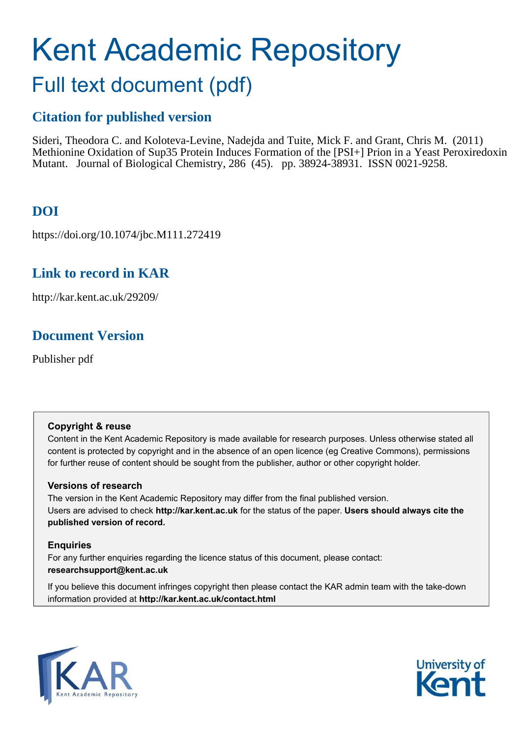# Kent Academic Repository

## Full text document (pdf)

### Citation for published version

Sideri, Theodora C. and Koloteva-Levine, Nadejda and Tuite, Mick F. and Grant, Chris M. (2011) Methionine Oxidation of Sup35 Protein Induces Formation of the [PSI+] Prion in a Yeast Peroxiredoxin Mutant. Journal of Biological Chemistry, 286 (45). pp. 38924-38931. ISSN 0021-9258.

### DOI

https://doi.org/10.1074/jbc.M111.272419

### Link to record in KAR

http://kar.kent.ac.uk/29209/

### Document Version

Publisher pdf

**Copyright & reuse**

Content in the Kent Academic Repository is made available for research purposes. Unless otherwise stated all content is protected by copyright and in the absence of an open licence (eg Creative Commons), permissions for further reuse of content should be sought from the publisher, author or other copyright holder.

**Versions of research**

The version in the Kent Academic Repository may differ from the final published version. Users are advised to check **http://kar.kent.ac.uk** for the status of the paper. **Users should always cite the published version of record.**

**Enquiries**

For any further enquiries regarding the licence status of this document, please contact: **researchsupport@kent.ac.uk**

If you believe this document infringes copyright then please contact the KAR admin team with the take-down information provided at **http://kar.kent.ac.uk/contact.html**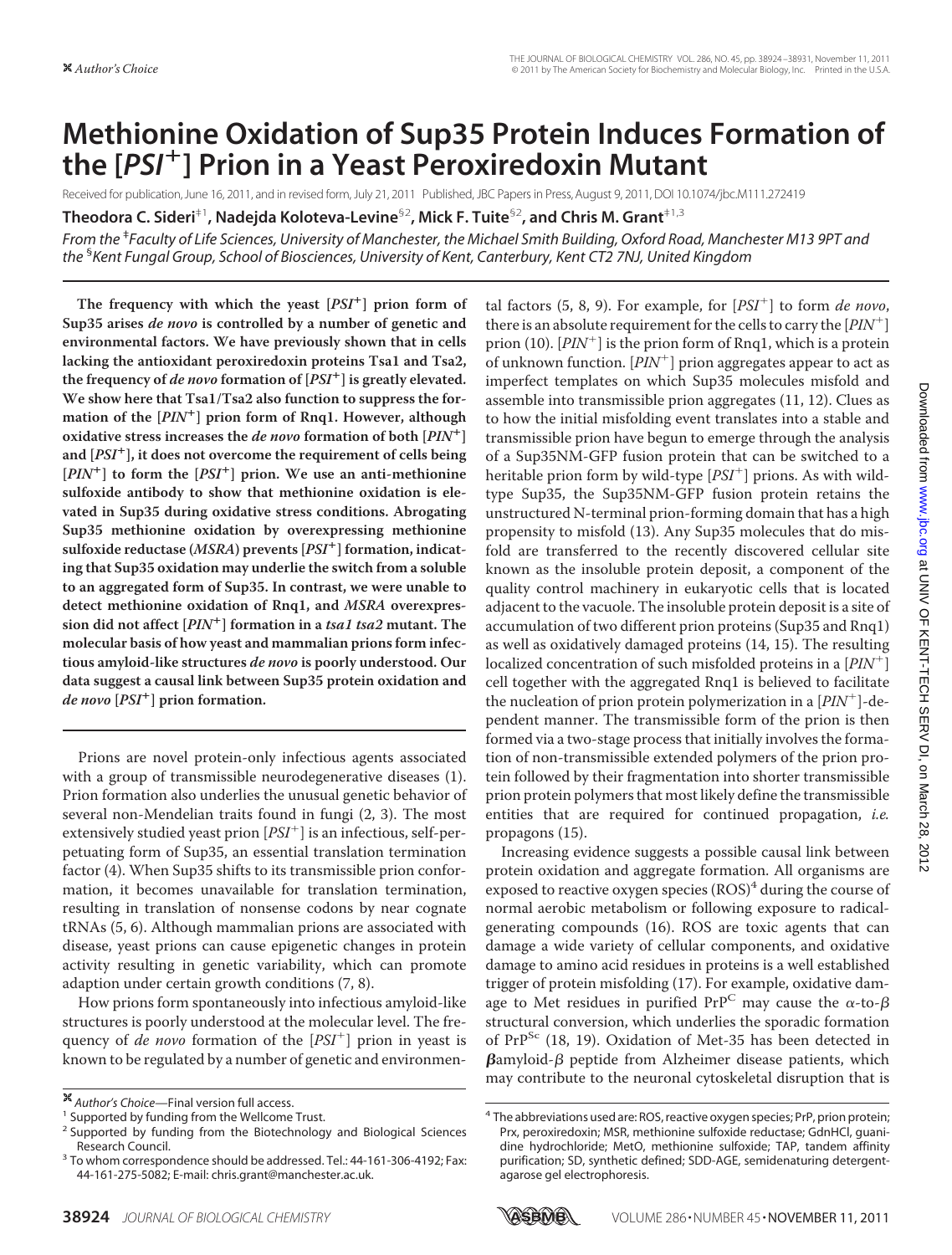# Methionine Oxidation of Sup35 Protein Induces Formation of the [$PSI^+$] Prion in a Yeast Peroxiredoxin Mutant

Received for publication, June 16, 2011, and in revised form, July 21, 2011 Published, JBC Papers in Press, August 9, 2011, DOI 10.1074/jbc.M111.272419

**Theodora C. Sideri[‡1], Nadejda Koloteva-Levine[§2], Mick F. Tuite[§2], and Chris M. Grant[‡1,3]**

*From the [‡]Faculty of Life Sciences, University of Manchester, the Michael Smith Building, Oxford Road, Manchester M13 9PT and the [§]Kent Fungal Group, School of Biosciences, University of Kent, Canterbury, Kent CT2 7NJ, United Kingdom*

**The frequency with which the yeast [$PSI^+$] prion form of Sup35 arises *de novo* is controlled by a number of genetic and environmental factors. We have previously shown that in cells lacking the antioxidant peroxiredoxin proteins Tsa1 and Tsa2, the frequency of *de novo* formation of [$PSI^+$] is greatly elevated. We show here that Tsa1/Tsa2 also function to suppress the formation of the [$PIN^+$] prion form of Rnq1. However, although oxidative stress increases the *de novo* formation of both [$PIN^+$] and [$PSI^+$], it does not overcome the requirement of cells being [$PIN^+$] to form the [$PSI^+$] prion. We use an anti-methionine sulfoxide antibody to show that methionine oxidation is elevated in Sup35 during oxidative stress conditions. Abrogating Sup35 methionine oxidation by overexpressing methionine sulfoxide reductase (*MSRA*) prevents [$PSI^+$] formation, indicating that Sup35 oxidation may underlie the switch from a soluble to an aggregated form of Sup35. In contrast, we were unable to detect methionine oxidation of Rnq1, and *MSRA* overexpression did not affect [$PIN^+$] formation in a *tsa1 tsa2* mutant. The molecular basis of how yeast and mammalian prions form infectious amyloid-like structures *de novo* is poorly understood. Our data suggest a causal link between Sup35 protein oxidation and *de novo* [$PSI^+$] prion formation.**

Prions are novel protein-only infectious agents associated with a group of transmissible neurodegenerative diseases (1). Prion formation also underlies the unusual genetic behavior of several non-Mendelian traits found in fungi (2, 3). The most extensively studied yeast prion [$PSI^+$] is an infectious, self-perpetuating form of Sup35, an essential translation termination factor (4). When Sup35 shifts to its transmissible prion conformation, it becomes unavailable for translation termination, resulting in translation of nonsense codons by near cognate tRNAs (5, 6). Although mammalian prions are associated with disease, yeast prions can cause epigenetic changes in protein activity resulting in genetic variability, which can promote adaption under certain growth conditions (7, 8).

How prions form spontaneously into infectious amyloid-like structures is poorly understood at the molecular level. The frequency of *de novo* formation of the [$PSI^+$] prion in yeast is known to be regulated by a number of genetic and environmental factors (5, 8, 9). For example, for [$PSI^+$] to form *de novo*, there is an absolute requirement for the cells to carry the [$PIN^+$] prion (10). [$PIN^+$] is the prion form of Rnq1, which is a protein of unknown function. [$PIN^+$] prion aggregates appear to act as imperfect templates on which Sup35 molecules misfold and assemble into transmissible prion aggregates (11, 12). Clues as to how the initial misfolding event translates into a stable and transmissible prion have begun to emerge through the analysis of a Sup35NM-GFP fusion protein that can be switched to a heritable prion form by wild-type [$PSI^+$] prions. As with wild-type Sup35, the Sup35NM-GFP fusion protein retains the unstructured N-terminal prion-forming domain that has a high propensity to misfold (13). Any Sup35 molecules that do misfold are transferred to the recently discovered cellular site known as the insoluble protein deposit, a component of the quality control machinery in eukaryotic cells that is located adjacent to the vacuole. The insoluble protein deposit is a site of accumulation of two different prion proteins (Sup35 and Rnq1) as well as oxidatively damaged proteins (14, 15). The resulting localized concentration of such misfolded proteins in a [$PIN^+$] cell together with the aggregated Rnq1 is believed to facilitate the nucleation of prion protein polymerization in a [$PIN^+$]-dependent manner. The transmissible form of the prion is then formed via a two-stage process that initially involves the formation of non-transmissible extended polymers of the prion protein followed by their fragmentation into shorter transmissible prion protein polymers that most likely define the transmissible entities that are required for continued propagation, *i.e.* propagons (15).

Increasing evidence suggests a possible causal link between protein oxidation and aggregate formation. All organisms are exposed to reactive oxygen species (ROS)[4] during the course of normal aerobic metabolism or following exposure to radical-generating compounds (16). ROS are toxic agents that can damage a wide variety of cellular components, and oxidative damage to amino acid residues in proteins is a well established trigger of protein misfolding (17). For example, oxidative damage to Met residues in purified $PrP^C$ may cause the $\alpha$-to-$\beta$ structural conversion, which underlies the sporadic formation of $PrP^{Sc}$ (18, 19). Oxidation of Met-35 has been detected in $\beta$amyloid-$\beta$ peptide from Alzheimer disease patients, which may contribute to the neuronal cytoskeletal disruption that is

*Author's Choice*—Final version full access.

[1] Supported by funding from the Wellcome Trust.

[2] Supported by funding from the Biotechnology and Biological Sciences Research Council.

[3] To whom correspondence should be addressed. Tel.: 44-161-306-4192; Fax: 44-161-275-5082; E-mail: chris.grant@manchester.ac.uk.

[4] The abbreviations used are: ROS, reactive oxygen species; PrP, prion protein; Prx, peroxiredoxin; MSR, methionine sulfoxide reductase; GdnHCl, guanidine hydrochloride; MetO, methionine sulfoxide; TAP, tandem affinity purification; SD, synthetic defined; SDD-AGE, semidenaturing detergent-agarose gel electrophoresis.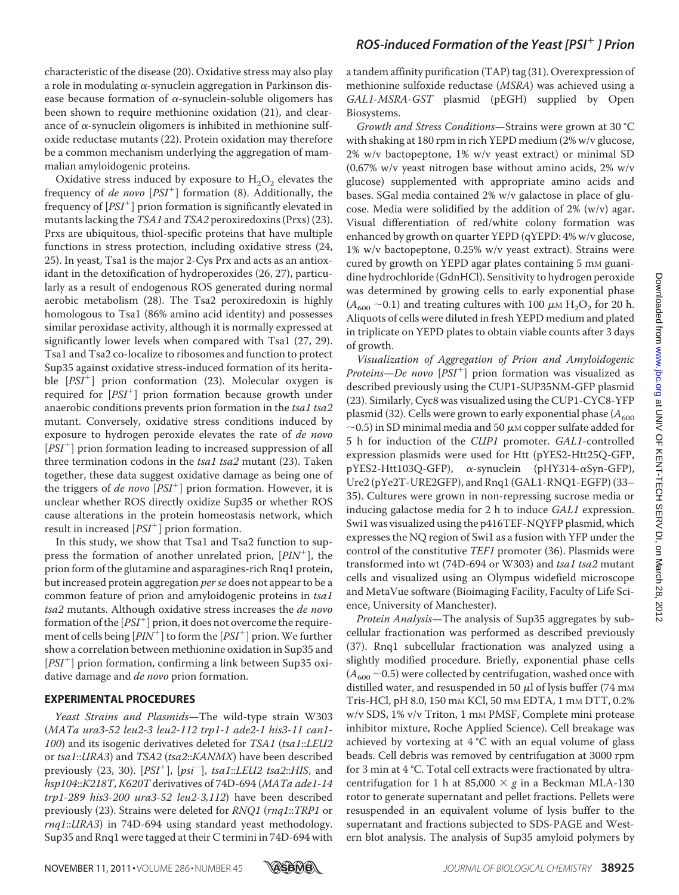characteristic of the disease (20). Oxidative stress may also play a role in modulating α-synuclein aggregation in Parkinson disease because formation of α-synuclein-soluble oligomers has been shown to require methionine oxidation (21), and clearance of α-synuclein oligomers is inhibited in methionine sulfoxide reductase mutants (22). Protein oxidation may therefore be a common mechanism underlying the aggregation of mammalian amyloidogenic proteins.

Oxidative stress induced by exposure to $H_2O_2$ elevates the frequency of *de novo* [*PSI*$^+$] formation (8). Additionally, the frequency of [*PSI*$^+$] prion formation is significantly elevated in mutants lacking the *TSA1* and *TSA2* peroxiredoxins (Prxs) (23). Prxs are ubiquitous, thiol-specific proteins that have multiple functions in stress protection, including oxidative stress (24, 25). In yeast, Tsa1 is the major 2-Cys Prx and acts as an antioxidant in the detoxification of hydroperoxides (26, 27), particularly as a result of endogenous ROS generated during normal aerobic metabolism (28). The Tsa2 peroxiredoxin is highly homologous to Tsa1 (86% amino acid identity) and possesses similar peroxidase activity, although it is normally expressed at significantly lower levels when compared with Tsa1 (27, 29). Tsa1 and Tsa2 co-localize to ribosomes and function to protect Sup35 against oxidative stress-induced formation of its heritable [*PSI*$^+$] prion conformation (23). Molecular oxygen is required for [*PSI*$^+$] prion formation because growth under anaerobic conditions prevents prion formation in the *tsa1 tsa2* mutant. Conversely, oxidative stress conditions induced by exposure to hydrogen peroxide elevates the rate of *de novo* [*PSI*$^+$] prion formation leading to increased suppression of all three termination codons in the *tsa1 tsa2* mutant (23). Taken together, these data suggest oxidative damage as being one of the triggers of *de novo* [*PSI*$^+$] prion formation. However, it is unclear whether ROS directly oxidize Sup35 or whether ROS cause alterations in the protein homeostasis network, which result in increased [*PSI*$^+$] prion formation.

In this study, we show that Tsa1 and Tsa2 function to suppress the formation of another unrelated prion, [*PIN*$^+$], the prion form of the glutamine and asparagines-rich Rnq1 protein, but increased protein aggregation *per se* does not appear to be a common feature of prion and amyloidogenic proteins in *tsa1 tsa2* mutants. Although oxidative stress increases the *de novo* formation of the [*PSI*$^+$] prion, it does not overcome the requirement of cells being [*PIN*$^+$] to form the [*PSI*$^+$] prion. We further show a correlation between methionine oxidation in Sup35 and [*PSI*$^+$] prion formation, confirming a link between Sup35 oxidative damage and *de novo* prion formation.

## EXPERIMENTAL PROCEDURES

*Yeast Strains and Plasmids*—The wild-type strain W303 (*MATa ura3-52 leu2-3 leu2-112 trp1-1 ade2-1 his3-11 can1-100*) and its isogenic derivatives deleted for *TSA1* (*tsa1*::*LEU2* or *tsa1*::*URA3*) and *TSA2* (*tsa2*::*KANMX*) have been described previously (23, 30). [*PSI*$^+$], [*psi*$^-$], *tsa1*::*LEU2 tsa2*::*HIS*, and *hsp104*::*K218T*, *K620T* derivatives of 74D-694 (*MATa ade1-14 trp1-289 his3-200 ura3-52 leu2-3,112*) have been described previously (23). Strains were deleted for *RNQ1* (*rnq1*::*TRP1* or *rnq1*::*URA3*) in 74D-694 using standard yeast methodology. Sup35 and Rnq1 were tagged at their C termini in 74D-694 with a tandem affinity purification (TAP) tag (31). Overexpression of methionine sulfoxide reductase (*MSRA*) was achieved using a *GAL1-MSRA-GST* plasmid (pEGH) supplied by Open Biosystems.

*Growth and Stress Conditions*—Strains were grown at 30 °C with shaking at 180 rpm in rich YEPD medium (2% w/v glucose, 2% w/v bactopeptone, 1% w/v yeast extract) or minimal SD (0.67% w/v yeast nitrogen base without amino acids, 2% w/v glucose) supplemented with appropriate amino acids and bases. SGal media contained 2% w/v galactose in place of glucose. Media were solidified by the addition of 2% (w/v) agar. Visual differentiation of red/white colony formation was enhanced by growth on quarter YEPD (qYEPD: 4% w/v glucose, 1% w/v bactopeptone, 0.25% w/v yeast extract). Strains were cured by growth on YEPD agar plates containing 5 mM guanidine hydrochloride (GdnHCl). Sensitivity to hydrogen peroxide was determined by growing cells to early exponential phase ($A_{600}$ ~0.1) and treating cultures with 100 $\mu$M $H_2O_2$ for 20 h. Aliquots of cells were diluted in fresh YEPD medium and plated in triplicate on YEPD plates to obtain viable counts after 3 days of growth.

*Visualization of Aggregation of Prion and Amyloidogenic Proteins*—*De novo* [*PSI*$^+$] prion formation was visualized as described previously using the CUP1-SUP35NM-GFP plasmid (23). Similarly, Cyc8 was visualized using the CUP1-CYC8-YFP plasmid (32). Cells were grown to early exponential phase ($A_{600}$ ~0.5) in SD minimal media and 50 $\mu$M copper sulfate added for 5 h for induction of the *CUP1* promoter. *GAL1*-controlled expression plasmids were used for Htt (pYES2-Htt25Q-GFP, pYES2-Htt103Q-GFP), α-synuclein (pHY314-αSyn-GFP), Ure2 (pYe2T-URE2GFP), and Rnq1 (GAL1-RNQ1-EGFP) (33–35). Cultures were grown in non-repressing sucrose media or inducing galactose media for 2 h to induce *GAL1* expression. Swi1 was visualized using the p416TEF-NQYFP plasmid, which expresses the NQ region of Swi1 as a fusion with YFP under the control of the constitutive *TEF1* promoter (36). Plasmids were transformed into wt (74D-694 or W303) and *tsa1 tsa2* mutant cells and visualized using an Olympus widefield microscope and MetaVue software (Bioimaging Facility, Faculty of Life Science, University of Manchester).

*Protein Analysis*—The analysis of Sup35 aggregates by subcellular fractionation was performed as described previously (37). Rnq1 subcellular fractionation was analyzed using a slightly modified procedure. Briefly, exponential phase cells ($A_{600}$ ~0.5) were collected by centrifugation, washed once with distilled water, and resuspended in 50 $\mu$l of lysis buffer (74 mM Tris-HCl, pH 8.0, 150 mM KCl, 50 mM EDTA, 1 mM DTT, 0.2% w/v SDS, 1% v/v Triton, 1 mM PMSF, Complete mini protease inhibitor mixture, Roche Applied Science). Cell breakage was achieved by vortexing at 4 °C with an equal volume of glass beads. Cell debris was removed by centrifugation at 3000 rpm for 3 min at 4 °C. Total cell extracts were fractionated by ultracentrifugation for 1 h at 85,000 × *g* in a Beckman MLA-130 rotor to generate supernatant and pellet fractions. Pellets were resuspended in an equivalent volume of lysis buffer to the supernatant and fractions subjected to SDS-PAGE and Western blot analysis. The analysis of Sup35 amyloid polymers by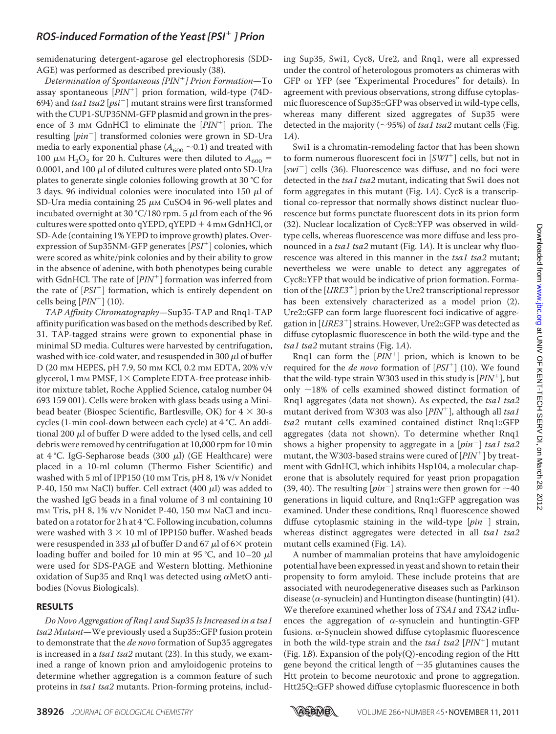semidenaturing detergent-agarose gel electrophoresis (SDD-AGE) was performed as described previously (38).

*Determination of Spontaneous [$PIN^+$] Prion Formation*—To assay spontaneous [$PIN^+$] prion formation, wild-type (74D-694) and *tsa1 tsa2* [$psi^-$] mutant strains were first transformed with the CUP1-SUP35NM-GFP plasmid and grown in the presence of 3 mM GdnHCl to eliminate the [$PIN^+$] prion. The resulting [$pin^-$] transformed colonies were grown in SD-Ura media to early exponential phase ($A_{600}$ ~0.1) and treated with 100 μM $H_2O_2$ for 20 h. Cultures were then diluted to $A_{600}$ = 0.0001, and 100 μl of diluted cultures were plated onto SD-Ura plates to generate single colonies following growth at 30 °C for 3 days. 96 individual colonies were inoculated into 150 μl of SD-Ura media containing 25 μM CuSO4 in 96-well plates and incubated overnight at 30 °C/180 rpm. 5 μl from each of the 96 cultures were spotted onto qYEPD, qYEPD + 4 mM GdnHCl, or SD-Ade (containing 1% YEPD to improve growth) plates. Overexpression of Sup35NM-GFP generates [$PSI^+$] colonies, which were scored as white/pink colonies and by their ability to grow in the absence of adenine, with both phenotypes being curable with GdnHCl. The rate of [$PIN^+$] formation was inferred from the rate of [$PSI^+$] formation, which is entirely dependent on cells being [$PIN^+$] (10).

*TAP Affinity Chromatography*—Sup35-TAP and Rnq1-TAP affinity purification was based on the methods described by Ref. 31. TAP-tagged strains were grown to exponential phase in minimal SD media. Cultures were harvested by centrifugation, washed with ice-cold water, and resuspended in 300 μl of buffer D (20 mM HEPES, pH 7.9, 50 mM KCl, 0.2 mM EDTA, 20% v/v glycerol, 1 mM PMSF, 1× Complete EDTA-free protease inhibitor mixture tablet, Roche Applied Science, catalog number 04 693 159 001). Cells were broken with glass beads using a Minibead beater (Biospec Scientific, Bartlesville, OK) for 4 × 30-s cycles (1-min cool-down between each cycle) at 4 °C. An additional 200 μl of buffer D were added to the lysed cells, and cell debris were removed by centrifugation at 10,000 rpm for 10 min at 4 °C. IgG-Sepharose beads (300 μl) (GE Healthcare) were placed in a 10-ml column (Thermo Fisher Scientific) and washed with 5 ml of IPP150 (10 mM Tris, pH 8, 1% v/v Nonidet P-40, 150 mM NaCl) buffer. Cell extract (400 μl) was added to the washed IgG beads in a final volume of 3 ml containing 10 mM Tris, pH 8, 1% v/v Nonidet P-40, 150 mM NaCl and incubated on a rotator for 2 h at 4 °C. Following incubation, columns were washed with 3 × 10 ml of IPP150 buffer. Washed beads were resuspended in 333 μl of buffer D and 67 μl of 6× protein loading buffer and boiled for 10 min at 95 °C, and 10–20 μl were used for SDS-PAGE and Western blotting. Methionine oxidation of Sup35 and Rnq1 was detected using αMetO antibodies (Novus Biologicals).

## RESULTS

*De Novo Aggregation of Rnq1 and Sup35 Is Increased in a tsa1 tsa2 Mutant*—We previously used a Sup35::GFP fusion protein to demonstrate that the *de novo* formation of Sup35 aggregates is increased in a *tsa1 tsa2* mutant (23). In this study, we examined a range of known prion and amyloidogenic proteins to determine whether aggregation is a common feature of such proteins in *tsa1 tsa2* mutants. Prion-forming proteins, including Sup35, Swi1, Cyc8, Ure2, and Rnq1, were all expressed under the control of heterologous promoters as chimeras with GFP or YFP (see "Experimental Procedures" for details). In agreement with previous observations, strong diffuse cytoplasmic fluorescence of Sup35::GFP was observed in wild-type cells, whereas many different sized aggregates of Sup35 were detected in the majority (~95%) of *tsa1 tsa2* mutant cells (Fig. 1*A*).

Swi1 is a chromatin-remodeling factor that has been shown to form numerous fluorescent foci in [$SWI^+$] cells, but not in [$swi^-$] cells (36). Fluorescence was diffuse, and no foci were detected in the *tsa1 tsa2* mutant, indicating that Swi1 does not form aggregates in this mutant (Fig. 1*A*). Cyc8 is a transcriptional co-repressor that normally shows distinct nuclear fluorescence but forms punctate fluorescent dots in its prion form (32). Nuclear localization of Cyc8::YFP was observed in wild-type cells, whereas fluorescence was more diffuse and less pronounced in a *tsa1 tsa2* mutant (Fig. 1*A*). It is unclear why fluorescence was altered in this manner in the *tsa1 tsa2* mutant; nevertheless we were unable to detect any aggregates of Cyc8::YFP that would be indicative of prion formation. Formation of the [$URE3^+$] prion by the Ure2 transcriptional repressor has been extensively characterized as a model prion (2). Ure2::GFP can form large fluorescent foci indicative of aggregation in [$URE3^+$] strains. However, Ure2::GFP was detected as diffuse cytoplasmic fluorescence in both the wild-type and the *tsa1 tsa2* mutant strains (Fig. 1*A*).

Rnq1 can form the [$PIN^+$] prion, which is known to be required for the *de novo* formation of [$PSI^+$] (10). We found that the wild-type strain W303 used in this study is [$PIN^+$], but only ~18% of cells examined showed distinct formation of Rnq1 aggregates (data not shown). As expected, the *tsa1 tsa2* mutant derived from W303 was also [$PIN^+$], although all *tsa1 tsa2* mutant cells examined contained distinct Rnq1::GFP aggregates (data not shown). To determine whether Rnq1 shows a higher propensity to aggregate in a [$pin^-$] *tsa1 tsa2* mutant, the W303-based strains were cured of [$PIN^+$] by treatment with GdnHCl, which inhibits Hsp104, a molecular chaperone that is absolutely required for yeast prion propagation (39, 40). The resulting [$pin^-$] strains were then grown for ~40 generations in liquid culture, and Rnq1::GFP aggregation was examined. Under these conditions, Rnq1 fluorescence showed diffuse cytoplasmic staining in the wild-type [$pin^-$] strain, whereas distinct aggregates were detected in all *tsa1 tsa2* mutant cells examined (Fig. 1*A*).

A number of mammalian proteins that have amyloidogenic potential have been expressed in yeast and shown to retain their propensity to form amyloid. These include proteins that are associated with neurodegenerative diseases such as Parkinson disease (α-synuclein) and Huntington disease (huntingtin) (41). We therefore examined whether loss of *TSA1* and *TSA2* influences the aggregation of α-synuclein and huntingtin-GFP fusions. α-Synuclein showed diffuse cytoplasmic fluorescence in both the wild-type strain and the *tsa1 tsa2* [$PIN^+$] mutant (Fig. 1*B*). Expansion of the poly(Q)-encoding region of the Htt gene beyond the critical length of ~35 glutamines causes the Htt protein to become neurotoxic and prone to aggregation. Htt25Q::GFP showed diffuse cytoplasmic fluorescence in both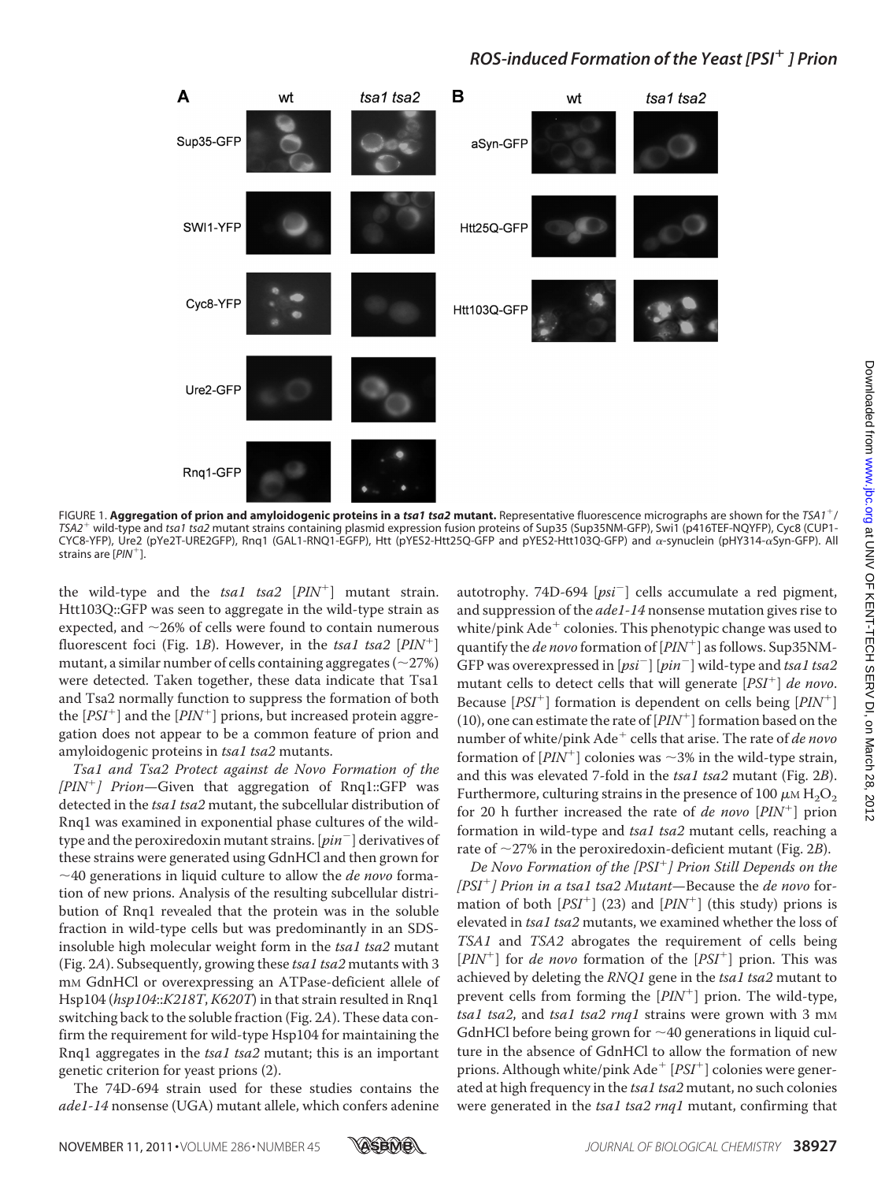FIGURE 1. **Aggregation of prion and amyloidogenic proteins in a *tsa1 tsa2* mutant.** Representative fluorescence micrographs are shown for the *TSA1*$^+$/*TSA2*$^+$ wild-type and *tsa1 tsa2* mutant strains containing plasmid expression fusion proteins of Sup35 (Sup35NM-GFP), Swi1 (p416TEF-NQYFP), Cyc8 (CUP1-CYC8-YFP), Ure2 (pYe2T-URE2GFP), Rnq1 (GAL1-RNQ1-EGFP), Htt (pYES2-Htt25Q-GFP and pYES2-Htt103Q-GFP) and α-synuclein (pHY314-αSyn-GFP). All strains are [*PIN*$^+$].

the wild-type and the *tsa1 tsa2* [*PIN*$^+$] mutant strain. Htt103Q::GFP was seen to aggregate in the wild-type strain as expected, and ~26% of cells were found to contain numerous fluorescent foci (Fig. 1*B*). However, in the *tsa1 tsa2* [*PIN*$^+$] mutant, a similar number of cells containing aggregates (~27%) were detected. Taken together, these data indicate that Tsa1 and Tsa2 normally function to suppress the formation of both the [*PSI*$^+$] and the [*PIN*$^+$] prions, but increased protein aggregation does not appear to be a common feature of prion and amyloidogenic proteins in *tsa1 tsa2* mutants.

*Tsa1 and Tsa2 Protect against de Novo Formation of the [PIN$^+$] Prion*—Given that aggregation of Rnq1::GFP was detected in the *tsa1 tsa2* mutant, the subcellular distribution of Rnq1 was examined in exponential phase cultures of the wild-type and the peroxiredoxin mutant strains. [*pin*$^-$] derivatives of these strains were generated using GdnHCl and then grown for ~40 generations in liquid culture to allow the *de novo* formation of new prions. Analysis of the resulting subcellular distribution of Rnq1 revealed that the protein was in the soluble fraction in wild-type cells but was predominantly in an SDS-insoluble high molecular weight form in the *tsa1 tsa2* mutant (Fig. 2*A*). Subsequently, growing these *tsa1 tsa2* mutants with 3 mM GdnHCl or overexpressing an ATPase-deficient allele of Hsp104 (*hsp104*::*K218T*, *K620T*) in that strain resulted in Rnq1 switching back to the soluble fraction (Fig. 2*A*). These data confirm the requirement for wild-type Hsp104 for maintaining the Rnq1 aggregates in the *tsa1 tsa2* mutant; this is an important genetic criterion for yeast prions (2).

The 74D-694 strain used for these studies contains the *ade1-14* nonsense (UGA) mutant allele, which confers adenine autotrophy. 74D-694 [*psi*$^-$] cells accumulate a red pigment, and suppression of the *ade1-14* nonsense mutation gives rise to white/pink Ade$^+$ colonies. This phenotypic change was used to quantify the *de novo* formation of [*PIN*$^+$] as follows. Sup35NM-GFP was overexpressed in [*psi*$^-$] [*pin*$^-$] wild-type and *tsa1 tsa2* mutant cells to detect cells that will generate [*PSI*$^+$] *de novo*. Because [*PSI*$^+$] formation is dependent on cells being [*PIN*$^+$] (10), one can estimate the rate of [*PIN*$^+$] formation based on the number of white/pink Ade$^+$ cells that arise. The rate of *de novo* formation of [*PIN*$^+$] colonies was ~3% in the wild-type strain, and this was elevated 7-fold in the *tsa1 tsa2* mutant (Fig. 2*B*). Furthermore, culturing strains in the presence of 100 μM $H_2O_2$ for 20 h further increased the rate of *de novo* [*PIN*$^+$] prion formation in wild-type and *tsa1 tsa2* mutant cells, reaching a rate of ~27% in the peroxiredoxin-deficient mutant (Fig. 2*B*).

*De Novo Formation of the [PSI$^+$] Prion Still Depends on the [PSI$^+$] Prion in a tsa1 tsa2 Mutant*—Because the *de novo* formation of both [*PSI*$^+$] (23) and [*PIN*$^+$] (this study) prions is elevated in *tsa1 tsa2* mutants, we examined whether the loss of *TSA1* and *TSA2* abrogates the requirement of cells being [*PIN*$^+$] for *de novo* formation of the [*PSI*$^+$] prion. This was achieved by deleting the *RNQ1* gene in the *tsa1 tsa2* mutant to prevent cells from forming the [*PIN*$^+$] prion. The wild-type, *tsa1 tsa2*, and *tsa1 tsa2 rnq1* strains were grown with 3 mM GdnHCl before being grown for ~40 generations in liquid culture in the absence of GdnHCl to allow the formation of new prions. Although white/pink Ade$^+$ [*PSI*$^+$] colonies were generated at high frequency in the *tsa1 tsa2* mutant, no such colonies were generated in the *tsa1 tsa2 rnq1* mutant, confirming that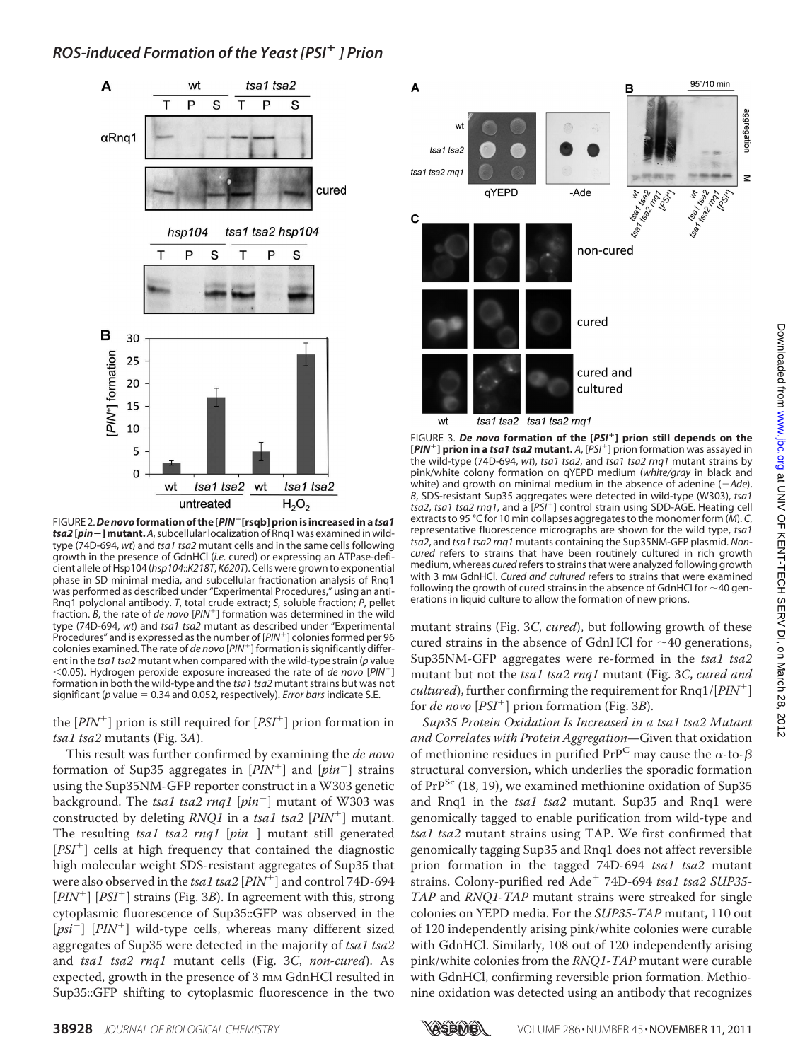FIGURE 2. ***De novo* formation of the [*PIN*$^+$[rsqb] prion is increased in a *tsa1 tsa2* [*pin*−] mutant.** *A*, subcellular localization of Rnq1 was examined in wild-type (74D-694, *wt*) and *tsa1 tsa2* mutant cells and in the same cells following growth in the presence of GdnHCl (*i.e.* cured) or expressing an ATPase-deficient allele of Hsp104 (*hsp104*::*K218T*, *K620T*). Cells were grown to exponential phase in SD minimal media, and subcellular fractionation analysis of Rnq1 was performed as described under "Experimental Procedures," using an anti-Rnq1 polyclonal antibody. *T*, total crude extract; *S*, soluble fraction; *P*, pellet fraction. *B*, the rate of *de novo* [*PIN*$^+$] formation was determined in the wild type (74D-694, *wt*) and *tsa1 tsa2* mutant as described under "Experimental Procedures" and is expressed as the number of [*PIN*$^+$] colonies formed per 96 colonies examined. The rate of *de novo* [*PIN*$^+$] formation is significantly different in the *tsa1 tsa2* mutant when compared with the wild-type strain ($p$ value $<0.05$). Hydrogen peroxide exposure increased the rate of *de novo* [*PIN*$^+$] formation in both the wild-type and the *tsa1 tsa2* mutant strains but was not significant ($p$ value $= 0.34$ and $0.052$, respectively). *Error bars* indicate S.E.

FIGURE 3. ***De novo* formation of the [*PSI*$^+$] prion still depends on the [*PIN*$^+$] prion in a *tsa1 tsa2* mutant.** *A*, [*PSI*$^+$] prion formation was assayed in the wild-type (74D-694, *wt*), *tsa1 tsa2*, and *tsa1 tsa2 rnq1* mutant strains by pink/white colony formation on qYEPD medium (*white/gray* in black and white) and growth on minimal medium in the absence of adenine (−*Ade*). *B*, SDS-resistant Sup35 aggregates were detected in wild-type (W303), *tsa1 tsa2*, *tsa1 tsa2 rnq1*, and a [*PSI*$^+$] control strain using SDD-AGE. Heating cell extracts to 95 °C for 10 min collapses aggregates to the monomer form (*M*). *C*, representative fluorescence micrographs are shown for the wild type, *tsa1 tsa2*, and *tsa1 tsa2 rnq1* mutants containing the Sup35NM-GFP plasmid. *Non-cured* refers to strains that have been routinely cultured in rich growth medium, whereas *cured* refers to strains that were analyzed following growth with 3 mM GdnHCl. *Cured and cultured* refers to strains that were examined following the growth of cured strains in the absence of GdnHCl for ~40 generations in liquid culture to allow the formation of new prions.

the [*PIN*$^+$] prion is still required for [*PSI*$^+$] prion formation in *tsa1 tsa2* mutants (Fig. 3*A*).

This result was further confirmed by examining the *de novo* formation of Sup35 aggregates in [*PIN*$^+$] and [*pin*$^-$] strains using the Sup35NM-GFP reporter construct in a W303 genetic background. The *tsa1 tsa2 rnq1* [*pin*$^-$] mutant of W303 was constructed by deleting *RNQ1* in a *tsa1 tsa2* [*PIN*$^+$] mutant. The resulting *tsa1 tsa2 rnq1* [*pin*$^-$] mutant still generated [*PSI*$^+$] cells at high frequency that contained the diagnostic high molecular weight SDS-resistant aggregates of Sup35 that were also observed in the *tsa1 tsa2* [*PIN*$^+$] and control 74D-694 [*PIN*$^+$] [*PSI*$^+$] strains (Fig. 3*B*). In agreement with this, strong cytoplasmic fluorescence of Sup35::GFP was observed in the [*psi*$^-$] [*PIN*$^+$] wild-type cells, whereas many different sized aggregates of Sup35 were detected in the majority of *tsa1 tsa2* and *tsa1 tsa2 rnq1* mutant cells (Fig. 3*C*, *non-cured*). As expected, growth in the presence of 3 mM GdnHCl resulted in Sup35::GFP shifting to cytoplasmic fluorescence in the two mutant strains (Fig. 3*C*, *cured*), but following growth of these cured strains in the absence of GdnHCl for ~40 generations, Sup35NM-GFP aggregates were re-formed in the *tsa1 tsa2* mutant but not the *tsa1 tsa2 rnq1* mutant (Fig. 3*C*, *cured and cultured*), further confirming the requirement for Rnq1/[*PIN*$^+$] for *de novo* [*PSI*$^+$] prion formation (Fig. 3*B*).

*Sup35 Protein Oxidation Is Increased in a tsa1 tsa2 Mutant and Correlates with Protein Aggregation*—Given that oxidation of methionine residues in purified $PrP^C$ may cause the $\alpha$-to-$\beta$ structural conversion, which underlies the sporadic formation of $PrP^{Sc}$ (18, 19), we examined methionine oxidation of Sup35 and Rnq1 in the *tsa1 tsa2* mutant. Sup35 and Rnq1 were genomically tagged to enable purification from wild-type and *tsa1 tsa2* mutant strains using TAP. We first confirmed that genomically tagging Sup35 and Rnq1 does not affect reversible prion formation in the tagged 74D-694 *tsa1 tsa2* mutant strains. Colony-purified red Ade$^+$ 74D-694 *tsa1 tsa2 SUP35-TAP* and *RNQ1-TAP* mutant strains were streaked for single colonies on YEPD media. For the *SUP35-TAP* mutant, 110 out of 120 independently arising pink/white colonies were curable with GdnHCl. Similarly, 108 out of 120 independently arising pink/white colonies from the *RNQ1-TAP* mutant were curable with GdnHCl, confirming reversible prion formation. Methionine oxidation was detected using an antibody that recognizes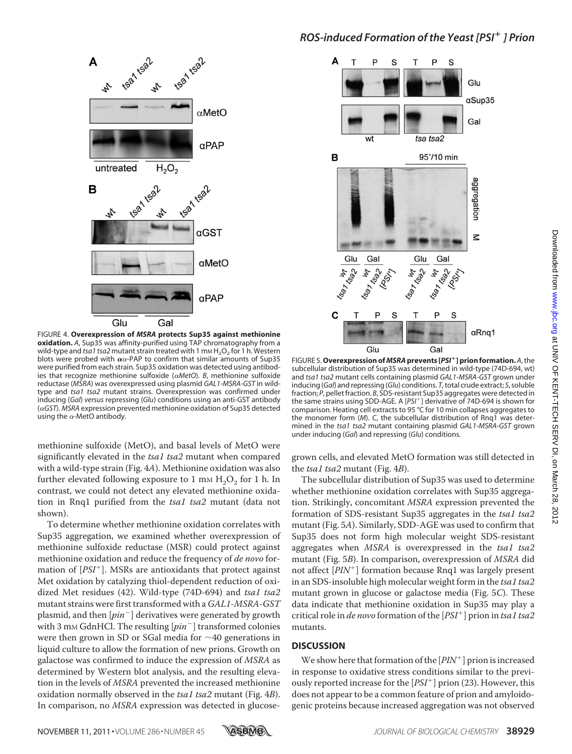FIGURE 4. **Overexpression of *MSRA* protects Sup35 against methionine oxidation.** *A*, Sup35 was affinity-purified using TAP chromatography from a wild-type and *tsa1 tsa2* mutant strain treated with 1 mM $H_2O_2$ for 1 h. Western blots were probed with α-PAP to confirm that similar amounts of Sup35 were purified from each strain. Sup35 oxidation was detected using antibodies that recognize methionine sulfoxide (*αMetO*). *B*, methionine sulfoxide reductase (*MSRA*) was overexpressed using plasmid *GAL1-MSRA-GST* in wild-type and *tsa1 tsa2* mutant strains. Overexpression was confirmed under inducing (*Gal*) *versus* repressing (*Glu*) conditions using an anti-GST antibody (*αGST*). *MSRA* expression prevented methionine oxidation of Sup35 detected using the α-MetO antibody.

methionine sulfoxide (MetO), and basal levels of MetO were significantly elevated in the *tsa1 tsa2* mutant when compared with a wild-type strain (Fig. 4*A*). Methionine oxidation was also further elevated following exposure to 1 mM $H_2O_2$ for 1 h. In contrast, we could not detect any elevated methionine oxidation in Rnq1 purified from the *tsa1 tsa2* mutant (data not shown).

To determine whether methionine oxidation correlates with Sup35 aggregation, we examined whether overexpression of methionine sulfoxide reductase (MSR) could protect against methionine oxidation and reduce the frequency of *de novo* formation of [*PSI*$^+$]. MSRs are antioxidants that protect against Met oxidation by catalyzing thiol-dependent reduction of oxidized Met residues (42). Wild-type (74D-694) and *tsa1 tsa2* mutant strains were first transformed with a *GAL1-MSRA-GST* plasmid, and then [*pin*$^-$] derivatives were generated by growth with 3 mM GdnHCl. The resulting [*pin*$^-$] transformed colonies were then grown in SD or SGal media for ~40 generations in liquid culture to allow the formation of new prions. Growth on galactose was confirmed to induce the expression of *MSRA* as determined by Western blot analysis, and the resulting elevation in the levels of *MSRA* prevented the increased methionine oxidation normally observed in the *tsa1 tsa2* mutant (Fig. 4*B*). In comparison, no *MSRA* expression was detected in glucose-grown cells, and elevated MetO formation was still detected in the *tsa1 tsa2* mutant (Fig. 4*B*).

FIGURE 5. **Overexpression of *MSRA* prevents [*PSI*$^+$] prion formation.** *A*, the subcellular distribution of Sup35 was determined in wild-type (74D-694, wt) and *tsa1 tsa2* mutant cells containing plasmid *GAL1-MSRA-GST* grown under inducing (*Gal*) and repressing (*Glu*) conditions. *T*, total crude extract; *S*, soluble fraction; *P*, pellet fraction. *B*, SDS-resistant Sup35 aggregates were detected in the same strains using SDD-AGE. A [*PSI*$^+$] derivative of 74D-694 is shown for comparison. Heating cell extracts to 95 °C for 10 min collapses aggregates to the monomer form (*M*). *C*, the subcellular distribution of Rnq1 was determined in the *tsa1 tsa2* mutant containing plasmid *GAL1-MSRA-GST* grown under inducing (*Gal*) and repressing (*Glu*) conditions.

The subcellular distribution of Sup35 was used to determine whether methionine oxidation correlates with Sup35 aggregation. Strikingly, concomitant *MSRA* expression prevented the formation of SDS-resistant Sup35 aggregates in the *tsa1 tsa2* mutant (Fig. 5*A*). Similarly, SDD-AGE was used to confirm that Sup35 does not form high molecular weight SDS-resistant aggregates when *MSRA* is overexpressed in the *tsa1 tsa2* mutant (Fig. 5*B*). In comparison, overexpression of *MSRA* did not affect [*PIN*$^+$] formation because Rnq1 was largely present in an SDS-insoluble high molecular weight form in the *tsa1 tsa2* mutant grown in glucose or galactose media (Fig. 5*C*). These data indicate that methionine oxidation in Sup35 may play a critical role in *de novo* formation of the [*PSI*$^+$] prion in *tsa1 tsa2* mutants.

## DISCUSSION

We show here that formation of the [*PIN*$^+$] prion is increased in response to oxidative stress conditions similar to the previously reported increase for the [*PSI*$^+$] prion (23). However, this does not appear to be a common feature of prion and amyloidogenic proteins because increased aggregation was not observed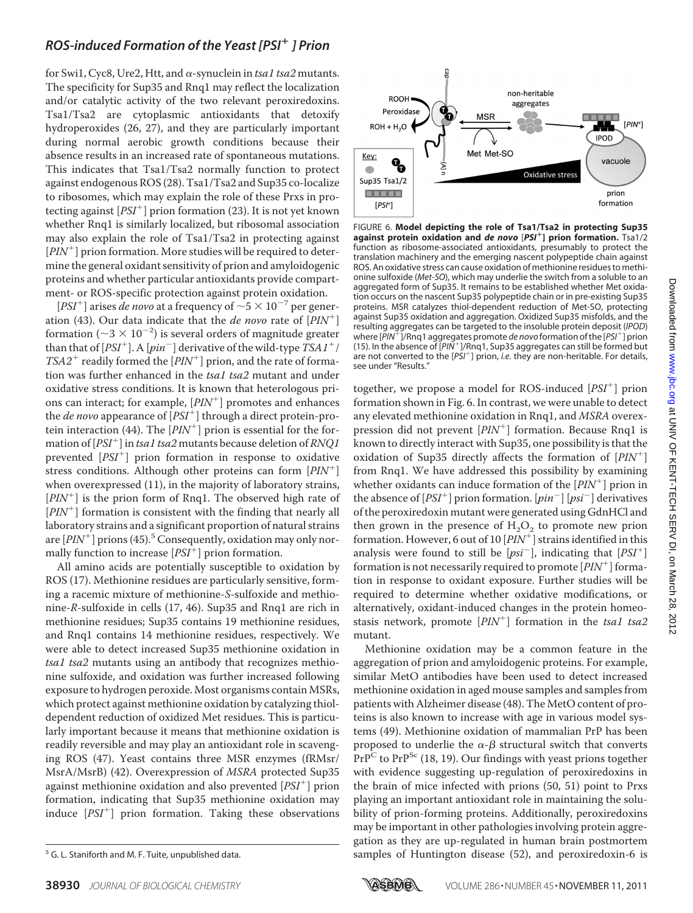for Swi1, Cyc8, Ure2, Htt, and α-synuclein in *tsa1 tsa2* mutants. The specificity for Sup35 and Rnq1 may reflect the localization and/or catalytic activity of the two relevant peroxiredoxins. Tsa1/Tsa2 are cytoplasmic antioxidants that detoxify hydroperoxides (26, 27), and they are particularly important during normal aerobic growth conditions because their absence results in an increased rate of spontaneous mutations. This indicates that Tsa1/Tsa2 normally function to protect against endogenous ROS (28). Tsa1/Tsa2 and Sup35 co-localize to ribosomes, which may explain the role of these Prxs in protecting against [$PSI^+$] prion formation (23). It is not yet known whether Rnq1 is similarly localized, but ribosomal association may also explain the role of Tsa1/Tsa2 in protecting against [$PIN^+$] prion formation. More studies will be required to determine the general oxidant sensitivity of prion and amyloidogenic proteins and whether particular antioxidants provide compartment- or ROS-specific protection against protein oxidation.

[$PSI^+$] arises *de novo* at a frequency of $\sim 5 \times 10^{-7}$ per generation (43). Our data indicate that the *de novo* rate of [$PIN^+$] formation ($\sim 3 \times 10^{-2}$) is several orders of magnitude greater than that of [$PSI^+$]. A [$pin^-$] derivative of the wild-type $TSA1^+$/$TSA2^+$ readily formed the [$PIN^+$] prion, and the rate of formation was further enhanced in the *tsa1 tsa2* mutant and under oxidative stress conditions. It is known that heterologous prions can interact; for example, [$PIN^+$] promotes and enhances the *de novo* appearance of [$PSI^+$] through a direct protein-protein interaction (44). The [$PIN^+$] prion is essential for the formation of [$PSI^+$] in *tsa1 tsa2* mutants because deletion of *RNQ1* prevented [$PSI^+$] prion formation in response to oxidative stress conditions. Although other proteins can form [$PIN^+$] when overexpressed (11), in the majority of laboratory strains, [$PIN^+$] is the prion form of Rnq1. The observed high rate of [$PIN^+$] formation is consistent with the finding that nearly all laboratory strains and a significant proportion of natural strains are [$PIN^+$] prions (45).[5] Consequently, oxidation may only normally function to increase [$PSI^+$] prion formation.

All amino acids are potentially susceptible to oxidation by ROS (17). Methionine residues are particularly sensitive, forming a racemic mixture of methionine-*S*-sulfoxide and methionine-*R*-sulfoxide in cells (17, 46). Sup35 and Rnq1 are rich in methionine residues; Sup35 contains 19 methionine residues, and Rnq1 contains 14 methionine residues, respectively. We were able to detect increased Sup35 methionine oxidation in *tsa1 tsa2* mutants using an antibody that recognizes methionine sulfoxide, and oxidation was further increased following exposure to hydrogen peroxide. Most organisms contain MSRs, which protect against methionine oxidation by catalyzing thiol-dependent reduction of oxidized Met residues. This is particularly important because it means that methionine oxidation is readily reversible and may play an antioxidant role in scavenging ROS (47). Yeast contains three MSR enzymes (fRMsr/MsrA/MsrB) (42). Overexpression of *MSRA* protected Sup35 against methionine oxidation and also prevented [$PSI^+$] prion formation, indicating that Sup35 methionine oxidation may induce [$PSI^+$] prion formation. Taking these observations together, we propose a model for ROS-induced [$PSI^+$] prion formation shown in Fig. 6. In contrast, we were unable to detect any elevated methionine oxidation in Rnq1, and *MSRA* overexpression did not prevent [$PIN^+$] formation. Because Rnq1 is known to directly interact with Sup35, one possibility is that the oxidation of Sup35 directly affects the formation of [$PIN^+$] from Rnq1. We have addressed this possibility by examining whether oxidants can induce formation of the [$PIN^+$] prion in the absence of [$PSI^+$] prion formation. [$pin^-$] [$psi^-$] derivatives of the peroxiredoxin mutant were generated using GdnHCl and then grown in the presence of $H_2O_2$ to promote new prion formation. However, 6 out of 10 [$PIN^+$] strains identified in this analysis were found to still be [$psi^-$], indicating that [$PSI^+$] formation is not necessarily required to promote [$PIN^+$] formation in response to oxidant exposure. Further studies will be required to determine whether oxidative modifications, or alternatively, oxidant-induced changes in the protein homeostasis network, promote [$PIN^+$] formation in the *tsa1 tsa2* mutant.

**FIGURE 6. Model depicting the role of Tsa1/Tsa2 in protecting Sup35 against protein oxidation and *de novo* [$PSI^+$] prion formation.** Tsa1/2 function as ribosome-associated antioxidants, presumably to protect the translation machinery and the emerging nascent polypeptide chain against ROS. An oxidative stress can cause oxidation of methionine residues to methionine sulfoxide (*Met-SO*), which may underlie the switch from a soluble to an aggregated form of Sup35. It remains to be established whether Met oxidation occurs on the nascent Sup35 polypeptide chain or in pre-existing Sup35 proteins. MSR catalyzes thiol-dependent reduction of Met-SO, protecting against Sup35 oxidation and aggregation. Oxidized Sup35 misfolds, and the resulting aggregates can be targeted to the insoluble protein deposit (*IPOD*) where [$PIN^+$]/Rnq1 aggregates promote *de novo* formation of the [$PSI^+$] prion (15). In the absence of [$PIN^+$]/Rnq1, Sup35 aggregates can still be formed but are not converted to the [$PSI^+$] prion, *i.e.* they are non-heritable. For details, see under "Results."

Methionine oxidation may be a common feature in the aggregation of prion and amyloidogenic proteins. For example, similar MetO antibodies have been used to detect increased methionine oxidation in aged mouse samples and samples from patients with Alzheimer disease (48). The MetO content of proteins is also known to increase with age in various model systems (49). Methionine oxidation of mammalian PrP has been proposed to underlie the α-β structural switch that converts $PrP^C$ to $PrP^{Sc}$ (18, 19). Our findings with yeast prions together with evidence suggesting up-regulation of peroxiredoxins in the brain of mice infected with prions (50, 51) point to Prxs playing an important antioxidant role in maintaining the solubility of prion-forming proteins. Additionally, peroxiredoxins may be important in other pathologies involving protein aggregation as they are up-regulated in human brain postmortem samples of Huntington disease (52), and peroxiredoxin-6 is

[5] G. L. Staniforth and M. F. Tuite, unpublished data.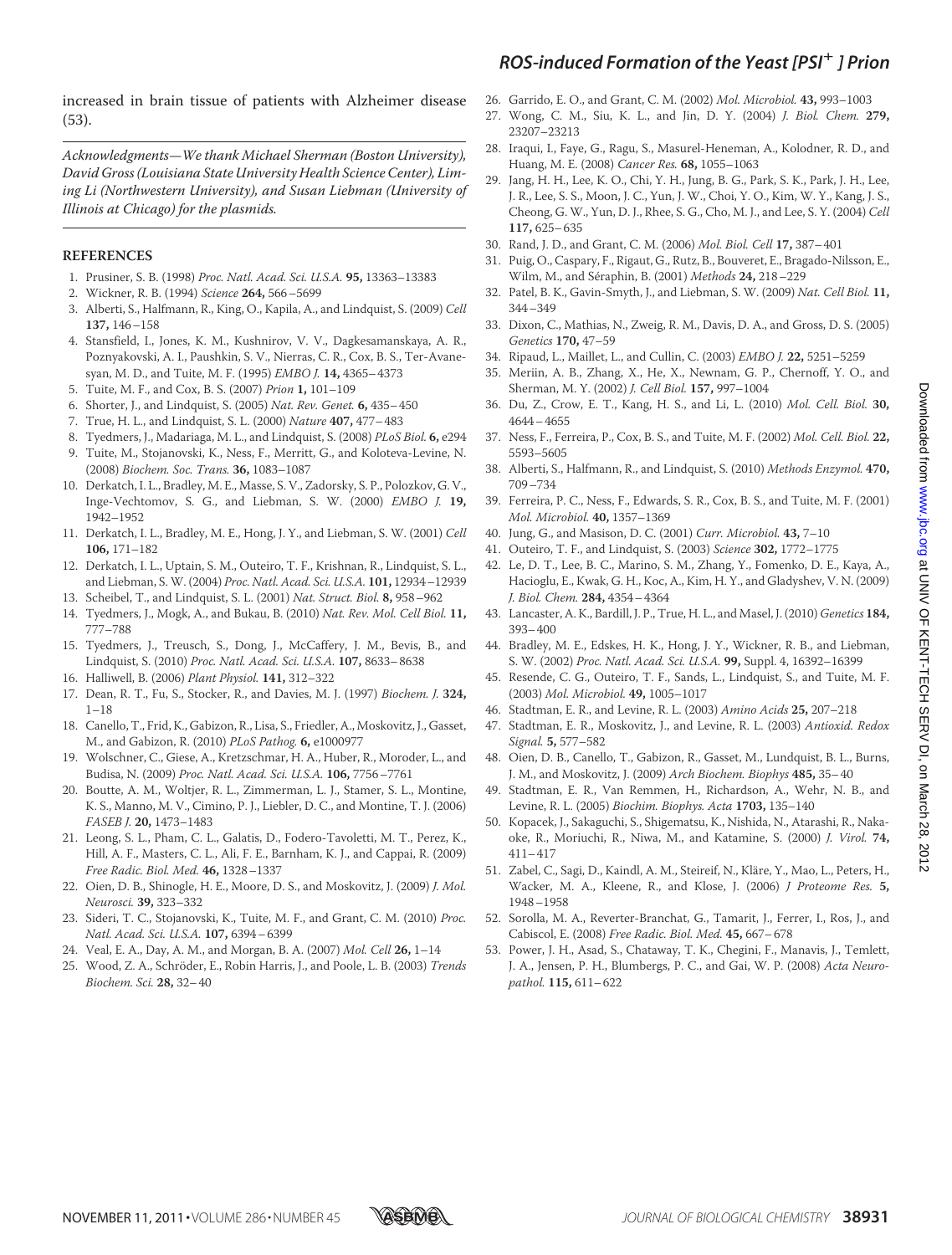increased in brain tissue of patients with Alzheimer disease (53).

*Acknowledgments—We thank Michael Sherman (Boston University), David Gross (Louisiana State University Health Science Center), Liming Li (Northwestern University), and Susan Liebman (University of Illinois at Chicago) for the plasmids.*

## REFERENCES

1. Prusiner, S. B. (1998) *Proc. Natl. Acad. Sci. U.S.A.* **95,** 13363–13383
2. Wickner, R. B. (1994) *Science* **264,** 566–5699
3. Alberti, S., Halfmann, R., King, O., Kapila, A., and Lindquist, S. (2009) *Cell* **137,** 146–158
4. Stansfield, I., Jones, K. M., Kushnirov, V. V., Dagkesamanskaya, A. R., Poznyakovski, A. I., Paushkin, S. V., Nierras, C. R., Cox, B. S., Ter-Avanesyan, M. D., and Tuite, M. F. (1995) *EMBO J.* **14,** 4365–4373
5. Tuite, M. F., and Cox, B. S. (2007) *Prion* **1,** 101–109
6. Shorter, J., and Lindquist, S. (2005) *Nat. Rev. Genet.* **6,** 435–450
7. True, H. L., and Lindquist, S. L. (2000) *Nature* **407,** 477–483
8. Tyedmers, J., Madariaga, M. L., and Lindquist, S. (2008) *PLoS Biol.* **6,** e294
9. Tuite, M., Stojanovski, K., Ness, F., Merritt, G., and Koloteva-Levine, N. (2008) *Biochem. Soc. Trans.* **36,** 1083–1087
10. Derkatch, I. L., Bradley, M. E., Masse, S. V., Zadorsky, S. P., Polozkov, G. V., Inge-Vechtomov, S. G., and Liebman, S. W. (2000) *EMBO J.* **19,** 1942–1952
11. Derkatch, I. L., Bradley, M. E., Hong, J. Y., and Liebman, S. W. (2001) *Cell* **106,** 171–182
12. Derkatch, I. L., Uptain, S. M., Outeiro, T. F., Krishnan, R., Lindquist, S. L., and Liebman, S. W. (2004) *Proc. Natl. Acad. Sci. U.S.A.* **101,** 12934–12939
13. Scheibel, T., and Lindquist, S. L. (2001) *Nat. Struct. Biol.* **8,** 958–962
14. Tyedmers, J., Mogk, A., and Bukau, B. (2010) *Nat. Rev. Mol. Cell Biol.* **11,** 777–788
15. Tyedmers, J., Treusch, S., Dong, J., McCaffery, J. M., Bevis, B., and Lindquist, S. (2010) *Proc. Natl. Acad. Sci. U.S.A.* **107,** 8633–8638
16. Halliwell, B. (2006) *Plant Physiol.* **141,** 312–322
17. Dean, R. T., Fu, S., Stocker, R., and Davies, M. J. (1997) *Biochem. J.* **324,** 1–18
18. Canello, T., Frid, K., Gabizon, R., Lisa, S., Friedler, A., Moskovitz, J., Gasset, M., and Gabizon, R. (2010) *PLoS Pathog.* **6,** e1000977
19. Wolschner, C., Giese, A., Kretzschmar, H. A., Huber, R., Moroder, L., and Budisa, N. (2009) *Proc. Natl. Acad. Sci. U.S.A.* **106,** 7756–7761
20. Boutte, A. M., Woltjer, R. L., Zimmerman, L. J., Stamer, S. L., Montine, K. S., Manno, M. V., Cimino, P. J., Liebler, D. C., and Montine, T. J. (2006) *FASEB J.* **20,** 1473–1483
21. Leong, S. L., Pham, C. L., Galatis, D., Fodero-Tavoletti, M. T., Perez, K., Hill, A. F., Masters, C. L., Ali, F. E., Barnham, K. J., and Cappai, R. (2009) *Free Radic. Biol. Med.* **46,** 1328–1337
22. Oien, D. B., Shinogle, H. E., Moore, D. S., and Moskovitz, J. (2009) *J. Mol. Neurosci.* **39,** 323–332
23. Sideri, T. C., Stojanovski, K., Tuite, M. F., and Grant, C. M. (2010) *Proc. Natl. Acad. Sci. U.S.A.* **107,** 6394–6399
24. Veal, E. A., Day, A. M., and Morgan, B. A. (2007) *Mol. Cell* **26,** 1–14
25. Wood, Z. A., Schröder, E., Robin Harris, J., and Poole, L. B. (2003) *Trends Biochem. Sci.* **28,** 32–40
26. Garrido, E. O., and Grant, C. M. (2002) *Mol. Microbiol.* **43,** 993–1003
27. Wong, C. M., Siu, K. L., and Jin, D. Y. (2004) *J. Biol. Chem.* **279,** 23207–23213
28. Iraqui, I., Faye, G., Ragu, S., Masurel-Heneman, A., Kolodner, R. D., and Huang, M. E. (2008) *Cancer Res.* **68,** 1055–1063
29. Jang, H. H., Lee, K. O., Chi, Y. H., Jung, B. G., Park, S. K., Park, J. H., Lee, J. R., Lee, S. S., Moon, J. C., Yun, J. W., Choi, Y. O., Kim, W. Y., Kang, J. S., Cheong, G. W., Yun, D. J., Rhee, S. G., Cho, M. J., and Lee, S. Y. (2004) *Cell* **117,** 625–635
30. Rand, J. D., and Grant, C. M. (2006) *Mol. Biol. Cell* **17,** 387–401
31. Puig, O., Caspary, F., Rigaut, G., Rutz, B., Bouveret, E., Bragado-Nilsson, E., Wilm, M., and Séraphin, B. (2001) *Methods* **24,** 218–229
32. Patel, B. K., Gavin-Smyth, J., and Liebman, S. W. (2009) *Nat. Cell Biol.* **11,** 344–349
33. Dixon, C., Mathias, N., Zweig, R. M., Davis, D. A., and Gross, D. S. (2005) *Genetics* **170,** 47–59
34. Ripaud, L., Maillet, L., and Cullin, C. (2003) *EMBO J.* **22,** 5251–5259
35. Meriin, A. B., Zhang, X., He, X., Newnam, G. P., Chernoff, Y. O., and Sherman, M. Y. (2002) *J. Cell Biol.* **157,** 997–1004
36. Du, Z., Crow, E. T., Kang, H. S., and Li, L. (2010) *Mol. Cell. Biol.* **30,** 4644–4655
37. Ness, F., Ferreira, P., Cox, B. S., and Tuite, M. F. (2002) *Mol. Cell. Biol.* **22,** 5593–5605
38. Alberti, S., Halfmann, R., and Lindquist, S. (2010) *Methods Enzymol.* **470,** 709–734
39. Ferreira, P. C., Ness, F., Edwards, S. R., Cox, B. S., and Tuite, M. F. (2001) *Mol. Microbiol.* **40,** 1357–1369
40. Jung, G., and Masison, D. C. (2001) *Curr. Microbiol.* **43,** 7–10
41. Outeiro, T. F., and Lindquist, S. (2003) *Science* **302,** 1772–1775
42. Le, D. T., Lee, B. C., Marino, S. M., Zhang, Y., Fomenko, D. E., Kaya, A., Hacioglu, E., Kwak, G. H., Koc, A., Kim, H. Y., and Gladyshev, V. N. (2009) *J. Biol. Chem.* **284,** 4354–4364
43. Lancaster, A. K., Bardill, J. P., True, H. L., and Masel, J. (2010) *Genetics* **184,** 393–400
44. Bradley, M. E., Edskes, H. K., Hong, J. Y., Wickner, R. B., and Liebman, S. W. (2002) *Proc. Natl. Acad. Sci. U.S.A.* **99,** Suppl. 4, 16392–16399
45. Resende, C. G., Outeiro, T. F., Sands, L., Lindquist, S., and Tuite, M. F. (2003) *Mol. Microbiol.* **49,** 1005–1017
46. Stadtman, E. R., and Levine, R. L. (2003) *Amino Acids* **25,** 207–218
47. Stadtman, E. R., Moskovitz, J., and Levine, R. L. (2003) *Antioxid. Redox Signal.* **5,** 577–582
48. Oien, D. B., Canello, T., Gabizon, R., Gasset, M., Lundquist, B. L., Burns, J. M., and Moskovitz, J. (2009) *Arch Biochem. Biophys* **485,** 35–40
49. Stadtman, E. R., Van Remmen, H., Richardson, A., Wehr, N. B., and Levine, R. L. (2005) *Biochim. Biophys. Acta* **1703,** 135–140
50. Kopacek, J., Sakaguchi, S., Shigematsu, K., Nishida, N., Atarashi, R., Nakaoke, R., Moriuchi, R., Niwa, M., and Katamine, S. (2000) *J. Virol.* **74,** 411–417
51. Zabel, C., Sagi, D., Kaindl, A. M., Steireif, N., Kläre, Y., Mao, L., Peters, H., Wacker, M. A., Kleene, R., and Klose, J. (2006) *J Proteome Res.* **5,** 1948–1958
52. Sorolla, M. A., Reverter-Branchat, G., Tamarit, J., Ferrer, I., Ros, J., and Cabiscol, E. (2008) *Free Radic. Biol. Med.* **45,** 667–678
53. Power, J. H., Asad, S., Chataway, T. K., Chegini, F., Manavis, J., Temlett, J. A., Jensen, P. H., Blumbergs, P. C., and Gai, W. P. (2008) *Acta Neuropathol.* **115,** 611–622